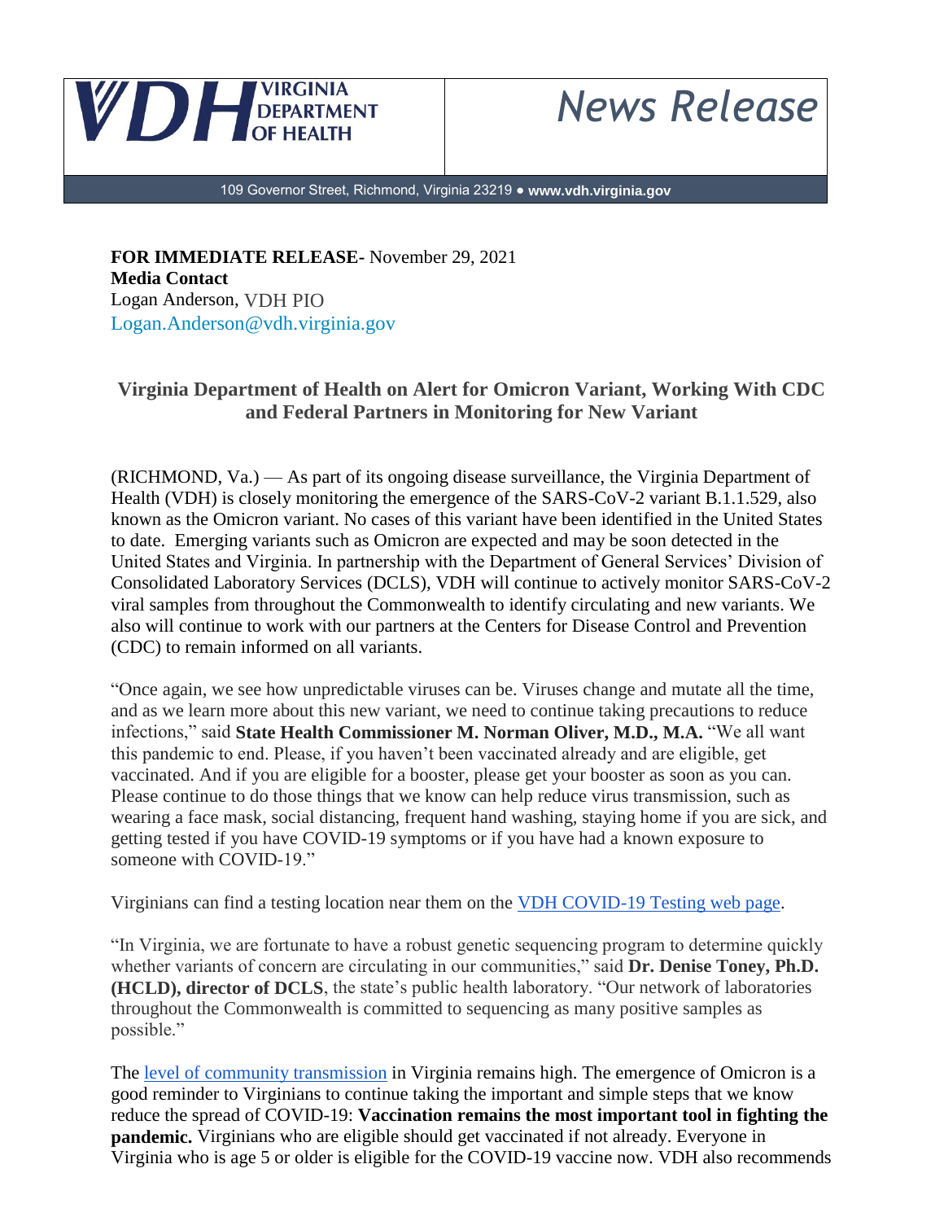**VIRGINIA DEPARTMENT OF HEALTH**

*News Release*

109 Governor Street, Richmond, Virginia 23219 • **www.vdh.virginia.gov**

**FOR IMMEDIATE RELEASE-** November 29, 2021
**Media Contact**
Logan Anderson, VDH PIO
Logan.Anderson@vdh.virginia.gov

## Virginia Department of Health on Alert for Omicron Variant, Working With CDC and Federal Partners in Monitoring for New Variant

(RICHMOND, Va.) — As part of its ongoing disease surveillance, the Virginia Department of Health (VDH) is closely monitoring the emergence of the SARS-CoV-2 variant B.1.1.529, also known as the Omicron variant. No cases of this variant have been identified in the United States to date. Emerging variants such as Omicron are expected and may be soon detected in the United States and Virginia. In partnership with the Department of General Services' Division of Consolidated Laboratory Services (DCLS), VDH will continue to actively monitor SARS-CoV-2 viral samples from throughout the Commonwealth to identify circulating and new variants. We also will continue to work with our partners at the Centers for Disease Control and Prevention (CDC) to remain informed on all variants.

"Once again, we see how unpredictable viruses can be. Viruses change and mutate all the time, and as we learn more about this new variant, we need to continue taking precautions to reduce infections," said **State Health Commissioner M. Norman Oliver, M.D., M.A.** "We all want this pandemic to end. Please, if you haven't been vaccinated already and are eligible, get vaccinated. And if you are eligible for a booster, please get your booster as soon as you can. Please continue to do those things that we know can help reduce virus transmission, such as wearing a face mask, social distancing, frequent hand washing, staying home if you are sick, and getting tested if you have COVID-19 symptoms or if you have had a known exposure to someone with COVID-19."

Virginians can find a testing location near them on the VDH COVID-19 Testing web page.

"In Virginia, we are fortunate to have a robust genetic sequencing program to determine quickly whether variants of concern are circulating in our communities," said **Dr. Denise Toney, Ph.D. (HCLD), director of DCLS**, the state's public health laboratory. "Our network of laboratories throughout the Commonwealth is committed to sequencing as many positive samples as possible."

The level of community transmission in Virginia remains high. The emergence of Omicron is a good reminder to Virginians to continue taking the important and simple steps that we know reduce the spread of COVID-19: **Vaccination remains the most important tool in fighting the pandemic.** Virginians who are eligible should get vaccinated if not already. Everyone in Virginia who is age 5 or older is eligible for the COVID-19 vaccine now. VDH also recommends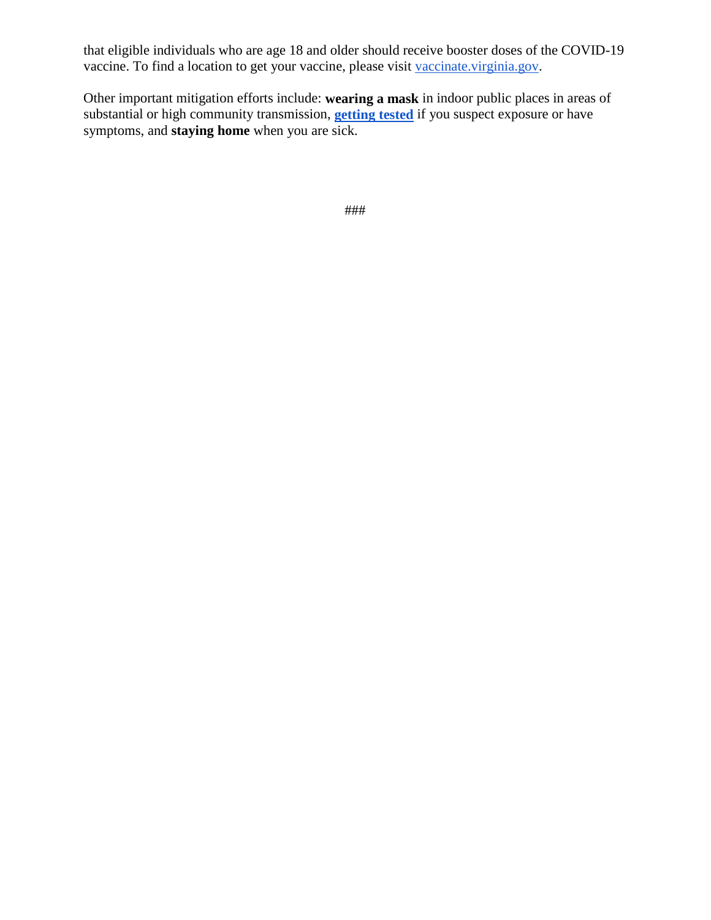that eligible individuals who are age 18 and older should receive booster doses of the COVID-19 vaccine. To find a location to get your vaccine, please visit vaccinate.virginia.gov.

Other important mitigation efforts include: **wearing a mask** in indoor public places in areas of substantial or high community transmission, **getting tested** if you suspect exposure or have symptoms, and **staying home** when you are sick.

###